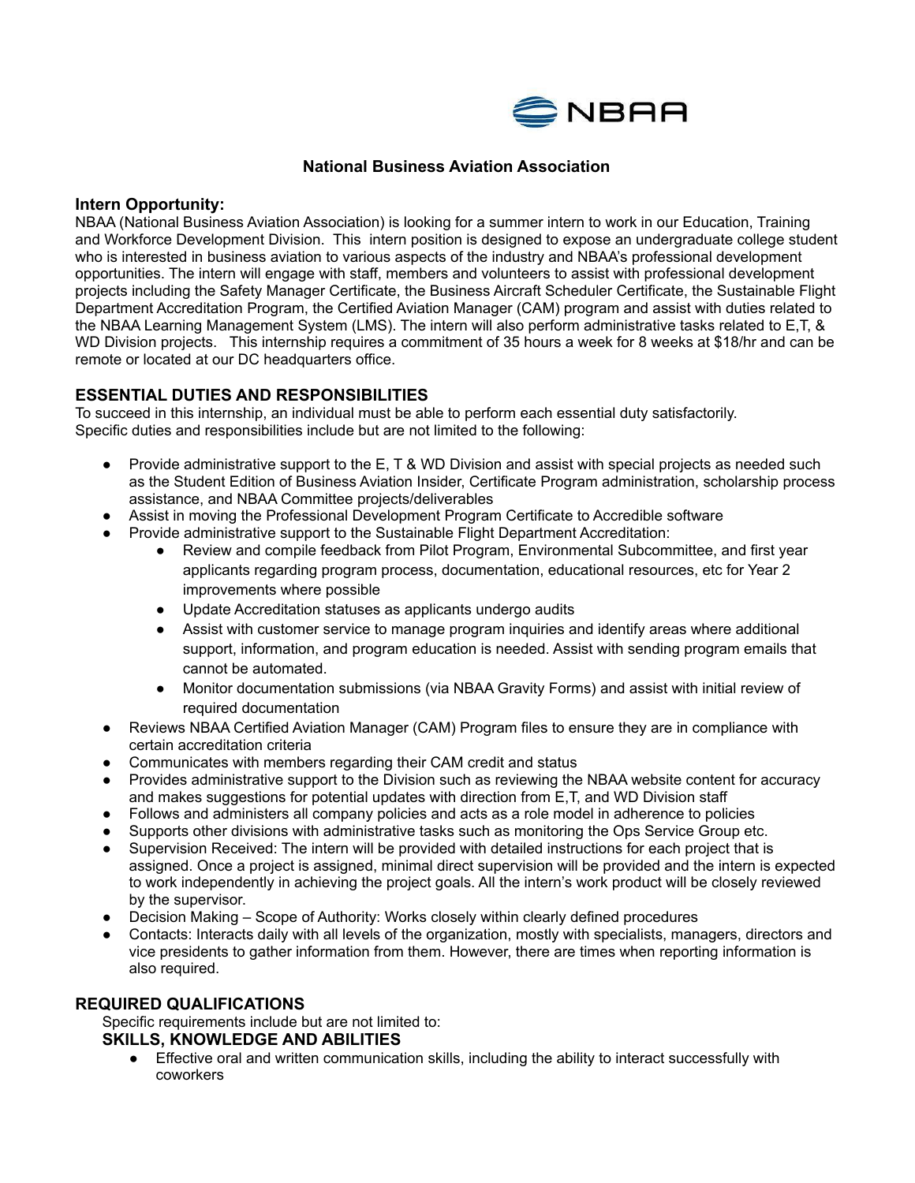# National Business Aviation Association

## Intern Opportunity:

NBAA (National Business Aviation Association) is looking for a summer intern to work in our Education, Training and Workforce Development Division. This intern position is designed to expose an undergraduate college student who is interested in business aviation to various aspects of the industry and NBAA's professional development opportunities. The intern will engage with staff, members and volunteers to assist with professional development projects including the Safety Manager Certificate, the Business Aircraft Scheduler Certificate, the Sustainable Flight Department Accreditation Program, the Certified Aviation Manager (CAM) program and assist with duties related to the NBAA Learning Management System (LMS). The intern will also perform administrative tasks related to E,T, & WD Division projects. This internship requires a commitment of 35 hours a week for 8 weeks at $18/hr and can be remote or located at our DC headquarters office.

## ESSENTIAL DUTIES AND RESPONSIBILITIES

To succeed in this internship, an individual must be able to perform each essential duty satisfactorily. Specific duties and responsibilities include but are not limited to the following:

- Provide administrative support to the E, T & WD Division and assist with special projects as needed such as the Student Edition of Business Aviation Insider, Certificate Program administration, scholarship process assistance, and NBAA Committee projects/deliverables
- Assist in moving the Professional Development Program Certificate to Accredible software
- Provide administrative support to the Sustainable Flight Department Accreditation:
    - Review and compile feedback from Pilot Program, Environmental Subcommittee, and first year applicants regarding program process, documentation, educational resources, etc for Year 2 improvements where possible
    - Update Accreditation statuses as applicants undergo audits
    - Assist with customer service to manage program inquiries and identify areas where additional support, information, and program education is needed. Assist with sending program emails that cannot be automated.
    - Monitor documentation submissions (via NBAA Gravity Forms) and assist with initial review of required documentation
- Reviews NBAA Certified Aviation Manager (CAM) Program files to ensure they are in compliance with certain accreditation criteria
- Communicates with members regarding their CAM credit and status
- Provides administrative support to the Division such as reviewing the NBAA website content for accuracy and makes suggestions for potential updates with direction from E,T, and WD Division staff
- Follows and administers all company policies and acts as a role model in adherence to policies
- Supports other divisions with administrative tasks such as monitoring the Ops Service Group etc.
- Supervision Received: The intern will be provided with detailed instructions for each project that is assigned. Once a project is assigned, minimal direct supervision will be provided and the intern is expected to work independently in achieving the project goals. All the intern's work product will be closely reviewed by the supervisor.
- Decision Making – Scope of Authority: Works closely within clearly defined procedures
- Contacts: Interacts daily with all levels of the organization, mostly with specialists, managers, directors and vice presidents to gather information from them. However, there are times when reporting information is also required.

## REQUIRED QUALIFICATIONS

Specific requirements include but are not limited to:

### SKILLS, KNOWLEDGE AND ABILITIES

- Effective oral and written communication skills, including the ability to interact successfully with coworkers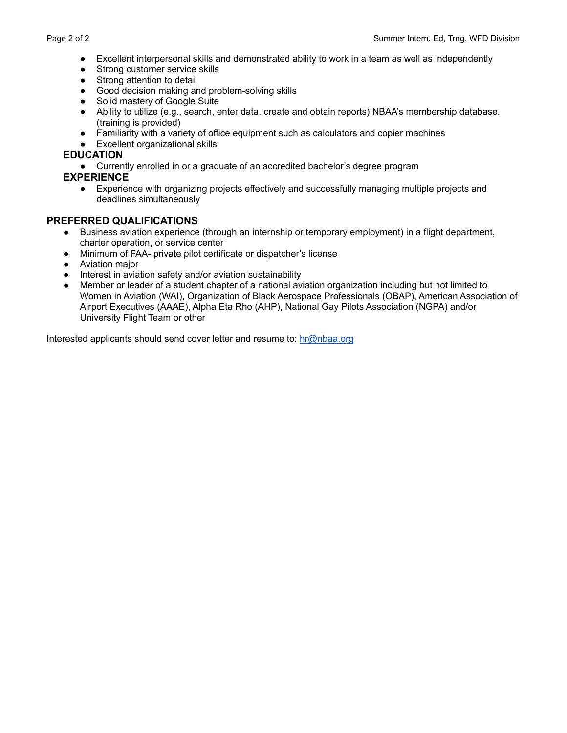- Excellent interpersonal skills and demonstrated ability to work in a team as well as independently
- Strong customer service skills
- Strong attention to detail
- Good decision making and problem-solving skills
- Solid mastery of Google Suite
- Ability to utilize (e.g., search, enter data, create and obtain reports) NBAA's membership database, (training is provided)
- Familiarity with a variety of office equipment such as calculators and copier machines
- Excellent organizational skills

**EDUCATION**

- Currently enrolled in or a graduate of an accredited bachelor's degree program

**EXPERIENCE**

- Experience with organizing projects effectively and successfully managing multiple projects and deadlines simultaneously

## PREFERRED QUALIFICATIONS

- Business aviation experience (through an internship or temporary employment) in a flight department, charter operation, or service center
- Minimum of FAA- private pilot certificate or dispatcher's license
- Aviation major
- Interest in aviation safety and/or aviation sustainability
- Member or leader of a student chapter of a national aviation organization including but not limited to Women in Aviation (WAI), Organization of Black Aerospace Professionals (OBAP), American Association of Airport Executives (AAAE), Alpha Eta Rho (AHP), National Gay Pilots Association (NGPA) and/or University Flight Team or other

Interested applicants should send cover letter and resume to: hr@nbaa.org